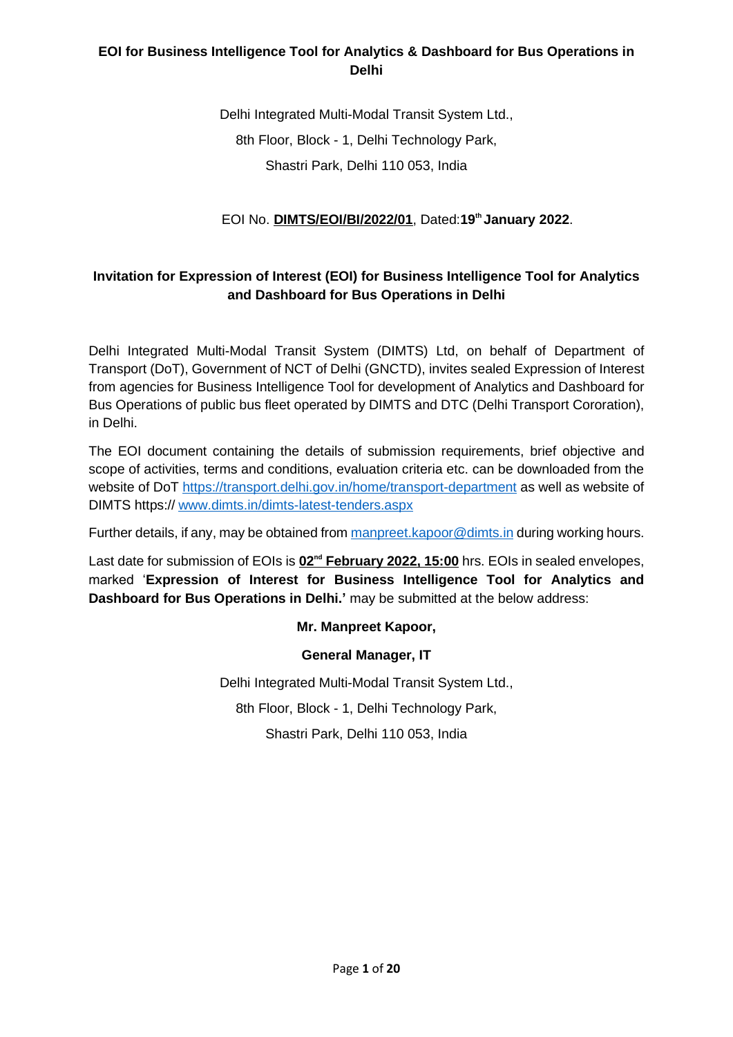# EOI for Business Intelligence Tool for Analytics & Dashboard for Bus Operations in Delhi

Delhi Integrated Multi-Modal Transit System Ltd.,

8th Floor, Block - 1, Delhi Technology Park,

Shastri Park, Delhi 110 053, India

EOI No. **DIMTS/EOI/BI/2022/01**, Dated:**19th January 2022**.

## Invitation for Expression of Interest (EOI) for Business Intelligence Tool for Analytics and Dashboard for Bus Operations in Delhi

Delhi Integrated Multi-Modal Transit System (DIMTS) Ltd, on behalf of Department of Transport (DoT), Government of NCT of Delhi (GNCTD), invites sealed Expression of Interest from agencies for Business Intelligence Tool for development of Analytics and Dashboard for Bus Operations of public bus fleet operated by DIMTS and DTC (Delhi Transport Cororation), in Delhi.

The EOI document containing the details of submission requirements, brief objective and scope of activities, terms and conditions, evaluation criteria etc. can be downloaded from the website of DoT https://transport.delhi.gov.in/home/transport-department as well as website of DIMTS https:// www.dimts.in/dimts-latest-tenders.aspx

Further details, if any, may be obtained from manpreet.kapoor@dimts.in during working hours.

Last date for submission of EOIs is **02nd February 2022, 15:00** hrs. EOIs in sealed envelopes, marked '**Expression of Interest for Business Intelligence Tool for Analytics and Dashboard for Bus Operations in Delhi.'** may be submitted at the below address:

**Mr. Manpreet Kapoor,**

**General Manager, IT**

Delhi Integrated Multi-Modal Transit System Ltd.,

8th Floor, Block - 1, Delhi Technology Park,

Shastri Park, Delhi 110 053, India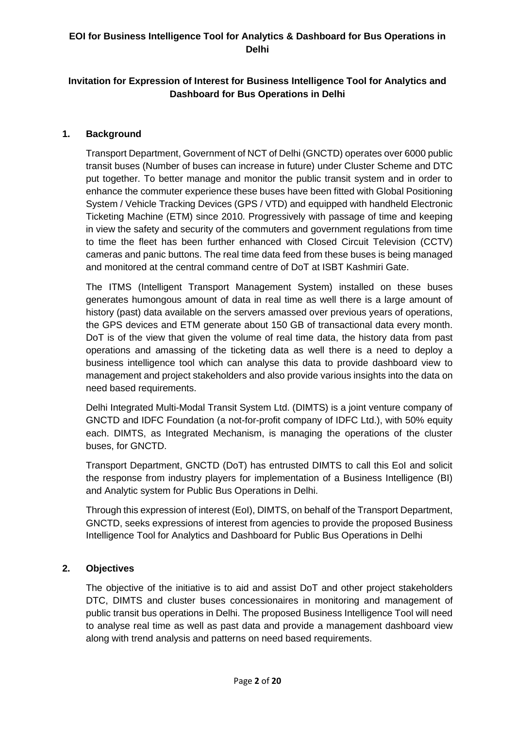# Invitation for Expression of Interest for Business Intelligence Tool for Analytics and Dashboard for Bus Operations in Delhi

## 1. Background

Transport Department, Government of NCT of Delhi (GNCTD) operates over 6000 public transit buses (Number of buses can increase in future) under Cluster Scheme and DTC put together. To better manage and monitor the public transit system and in order to enhance the commuter experience these buses have been fitted with Global Positioning System / Vehicle Tracking Devices (GPS / VTD) and equipped with handheld Electronic Ticketing Machine (ETM) since 2010. Progressively with passage of time and keeping in view the safety and security of the commuters and government regulations from time to time the fleet has been further enhanced with Closed Circuit Television (CCTV) cameras and panic buttons. The real time data feed from these buses is being managed and monitored at the central command centre of DoT at ISBT Kashmiri Gate.

The ITMS (Intelligent Transport Management System) installed on these buses generates humongous amount of data in real time as well there is a large amount of history (past) data available on the servers amassed over previous years of operations, the GPS devices and ETM generate about 150 GB of transactional data every month. DoT is of the view that given the volume of real time data, the history data from past operations and amassing of the ticketing data as well there is a need to deploy a business intelligence tool which can analyse this data to provide dashboard view to management and project stakeholders and also provide various insights into the data on need based requirements.

Delhi Integrated Multi-Modal Transit System Ltd. (DIMTS) is a joint venture company of GNCTD and IDFC Foundation (a not-for-profit company of IDFC Ltd.), with 50% equity each. DIMTS, as Integrated Mechanism, is managing the operations of the cluster buses, for GNCTD.

Transport Department, GNCTD (DoT) has entrusted DIMTS to call this EoI and solicit the response from industry players for implementation of a Business Intelligence (BI) and Analytic system for Public Bus Operations in Delhi.

Through this expression of interest (EoI), DIMTS, on behalf of the Transport Department, GNCTD, seeks expressions of interest from agencies to provide the proposed Business Intelligence Tool for Analytics and Dashboard for Public Bus Operations in Delhi

## 2. Objectives

The objective of the initiative is to aid and assist DoT and other project stakeholders DTC, DIMTS and cluster buses concessionaires in monitoring and management of public transit bus operations in Delhi. The proposed Business Intelligence Tool will need to analyse real time as well as past data and provide a management dashboard view along with trend analysis and patterns on need based requirements.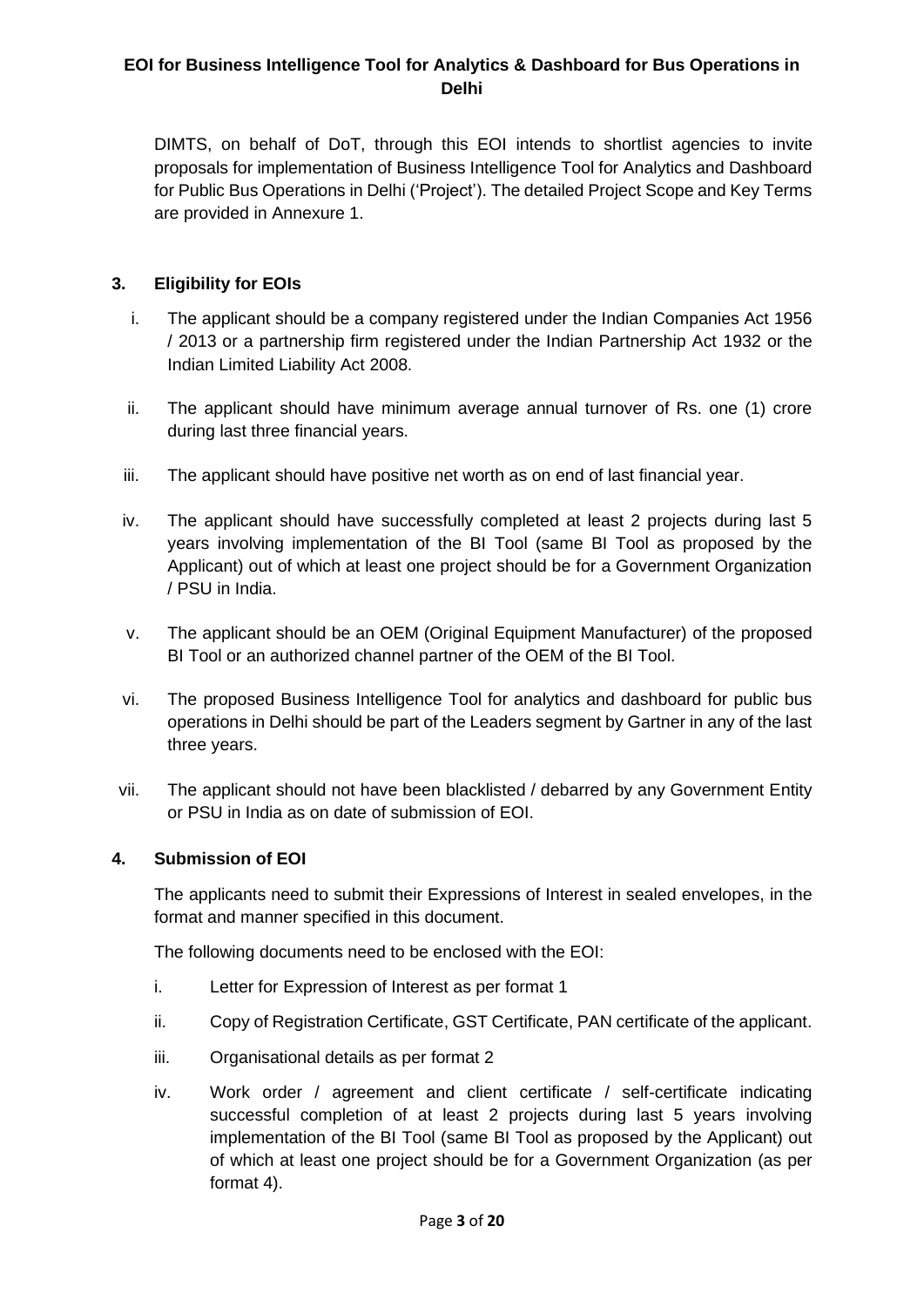DIMTS, on behalf of DoT, through this EOI intends to shortlist agencies to invite proposals for implementation of Business Intelligence Tool for Analytics and Dashboard for Public Bus Operations in Delhi ('Project'). The detailed Project Scope and Key Terms are provided in Annexure 1.

## 3. Eligibility for EOIs

i. The applicant should be a company registered under the Indian Companies Act 1956 / 2013 or a partnership firm registered under the Indian Partnership Act 1932 or the Indian Limited Liability Act 2008.

ii. The applicant should have minimum average annual turnover of Rs. one (1) crore during last three financial years.

iii. The applicant should have positive net worth as on end of last financial year.

iv. The applicant should have successfully completed at least 2 projects during last 5 years involving implementation of the BI Tool (same BI Tool as proposed by the Applicant) out of which at least one project should be for a Government Organization / PSU in India.

v. The applicant should be an OEM (Original Equipment Manufacturer) of the proposed BI Tool or an authorized channel partner of the OEM of the BI Tool.

vi. The proposed Business Intelligence Tool for analytics and dashboard for public bus operations in Delhi should be part of the Leaders segment by Gartner in any of the last three years.

vii. The applicant should not have been blacklisted / debarred by any Government Entity or PSU in India as on date of submission of EOI.

## 4. Submission of EOI

The applicants need to submit their Expressions of Interest in sealed envelopes, in the format and manner specified in this document.

The following documents need to be enclosed with the EOI:

i. Letter for Expression of Interest as per format 1

ii. Copy of Registration Certificate, GST Certificate, PAN certificate of the applicant.

iii. Organisational details as per format 2

iv. Work order / agreement and client certificate / self-certificate indicating successful completion of at least 2 projects during last 5 years involving implementation of the BI Tool (same BI Tool as proposed by the Applicant) out of which at least one project should be for a Government Organization (as per format 4).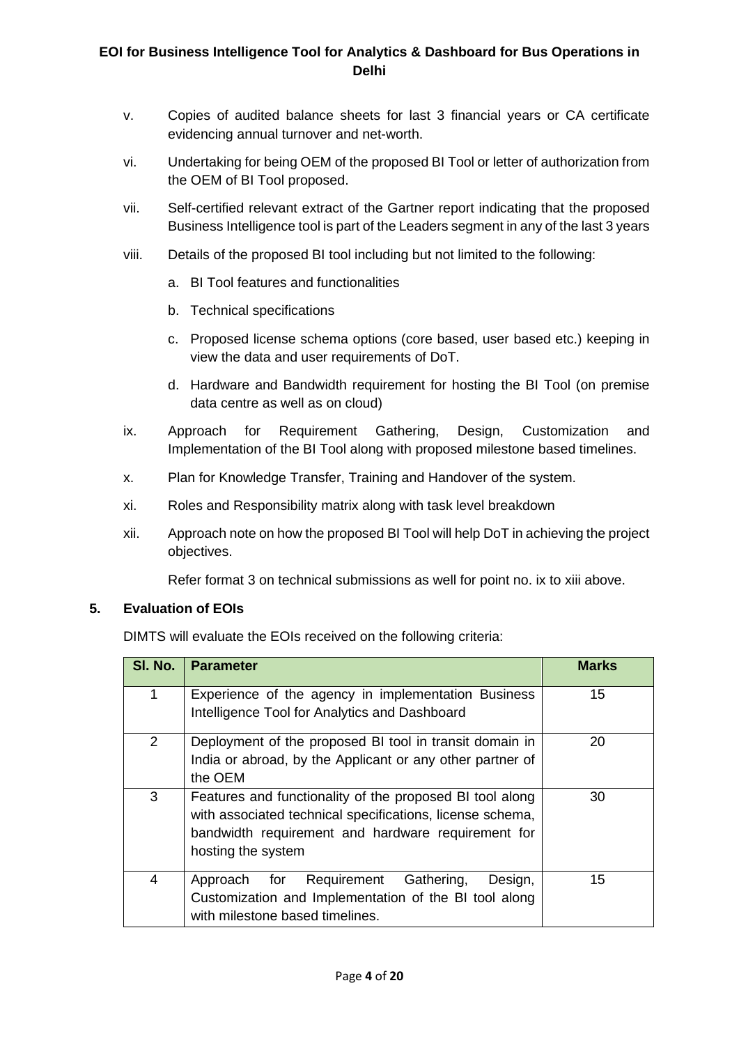v. Copies of audited balance sheets for last 3 financial years or CA certificate evidencing annual turnover and net-worth.

vi. Undertaking for being OEM of the proposed BI Tool or letter of authorization from the OEM of BI Tool proposed.

vii. Self-certified relevant extract of the Gartner report indicating that the proposed Business Intelligence tool is part of the Leaders segment in any of the last 3 years

viii. Details of the proposed BI tool including but not limited to the following:

   a. BI Tool features and functionalities

   b. Technical specifications

   c. Proposed license schema options (core based, user based etc.) keeping in view the data and user requirements of DoT.

   d. Hardware and Bandwidth requirement for hosting the BI Tool (on premise data centre as well as on cloud)

ix. Approach for Requirement Gathering, Design, Customization and Implementation of the BI Tool along with proposed milestone based timelines.

x. Plan for Knowledge Transfer, Training and Handover of the system.

xi. Roles and Responsibility matrix along with task level breakdown

xii. Approach note on how the proposed BI Tool will help DoT in achieving the project objectives.

Refer format 3 on technical submissions as well for point no. ix to xiii above.

## 5. Evaluation of EOIs

DIMTS will evaluate the EOIs received on the following criteria:

| Sl. No. | Parameter | Marks |
|---|---|---|
| 1 | Experience of the agency in implementation Business Intelligence Tool for Analytics and Dashboard | 15 |
| 2 | Deployment of the proposed BI tool in transit domain in India or abroad, by the Applicant or any other partner of the OEM | 20 |
| 3 | Features and functionality of the proposed BI tool along with associated technical specifications, license schema, bandwidth requirement and hardware requirement for hosting the system | 30 |
| 4 | Approach for Requirement Gathering, Design, Customization and Implementation of the BI tool along with milestone based timelines. | 15 |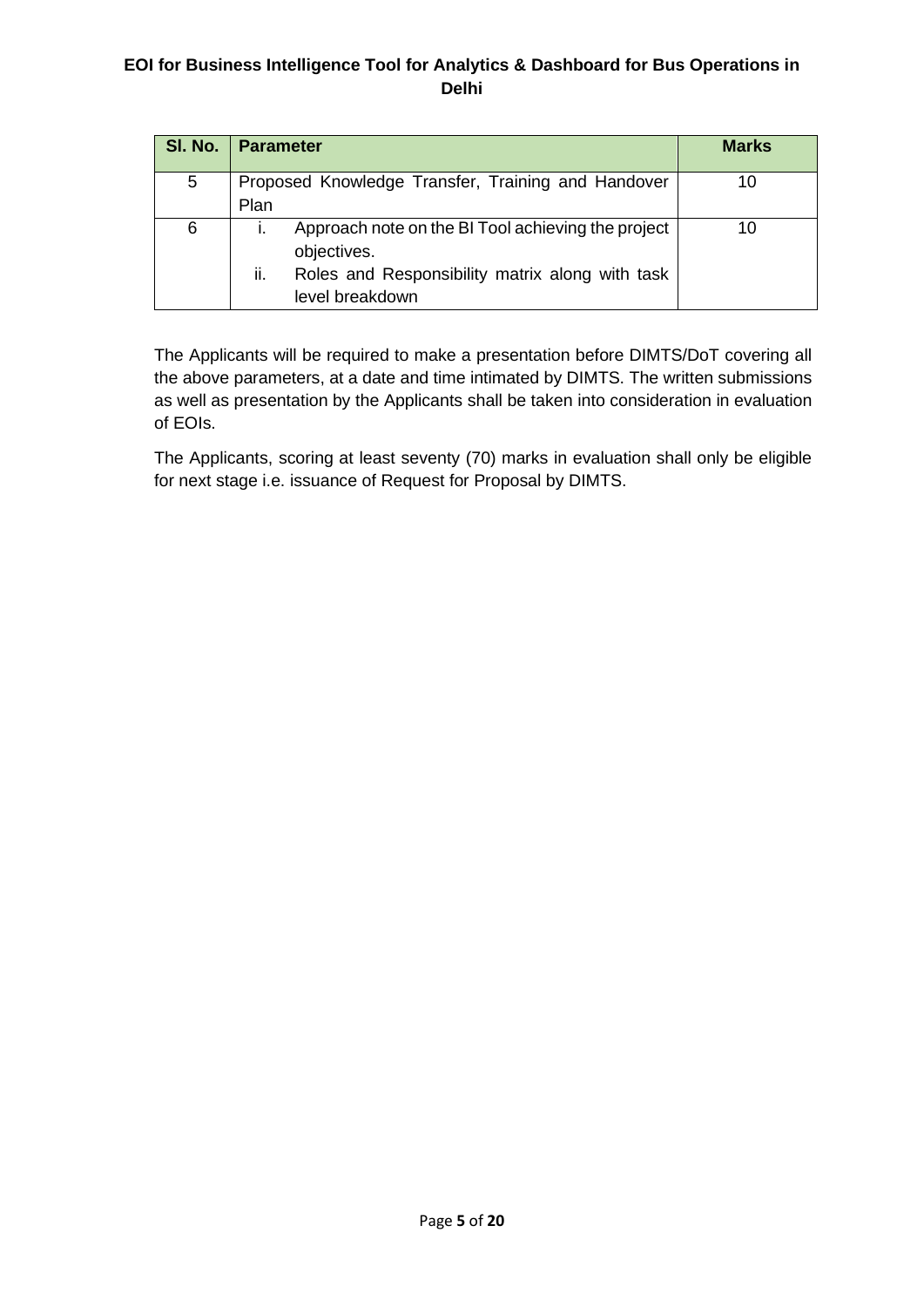| Sl. No. | Parameter | Marks |
|---|---|---|
| 5 | Proposed Knowledge Transfer, Training and Handover Plan | 10 |
| 6 | i. Approach note on the BI Tool achieving the project objectives.<br>ii. Roles and Responsibility matrix along with task level breakdown | 10 |

The Applicants will be required to make a presentation before DIMTS/DoT covering all the above parameters, at a date and time intimated by DIMTS. The written submissions as well as presentation by the Applicants shall be taken into consideration in evaluation of EOIs.

The Applicants, scoring at least seventy (70) marks in evaluation shall only be eligible for next stage i.e. issuance of Request for Proposal by DIMTS.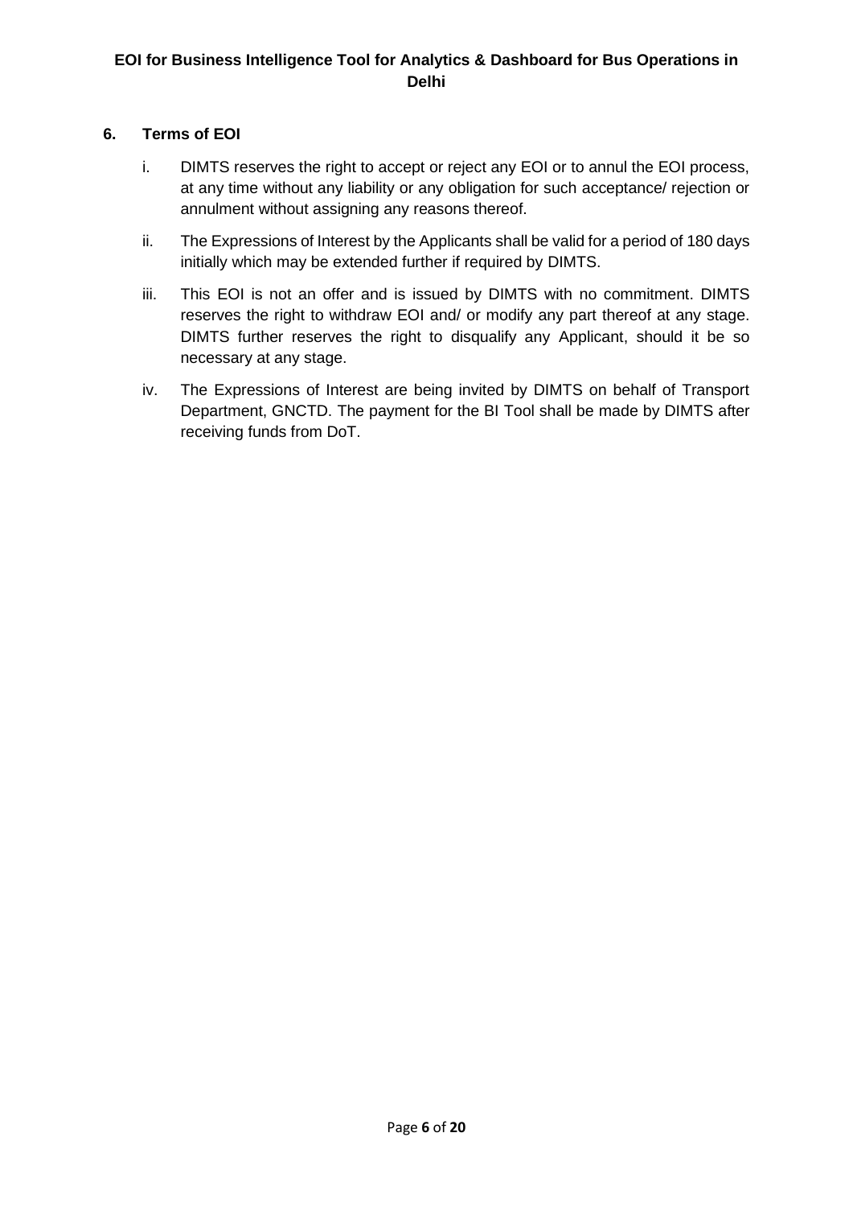## 6. Terms of EOI

i. DIMTS reserves the right to accept or reject any EOI or to annul the EOI process, at any time without any liability or any obligation for such acceptance/ rejection or annulment without assigning any reasons thereof.

ii. The Expressions of Interest by the Applicants shall be valid for a period of 180 days initially which may be extended further if required by DIMTS.

iii. This EOI is not an offer and is issued by DIMTS with no commitment. DIMTS reserves the right to withdraw EOI and/ or modify any part thereof at any stage. DIMTS further reserves the right to disqualify any Applicant, should it be so necessary at any stage.

iv. The Expressions of Interest are being invited by DIMTS on behalf of Transport Department, GNCTD. The payment for the BI Tool shall be made by DIMTS after receiving funds from DoT.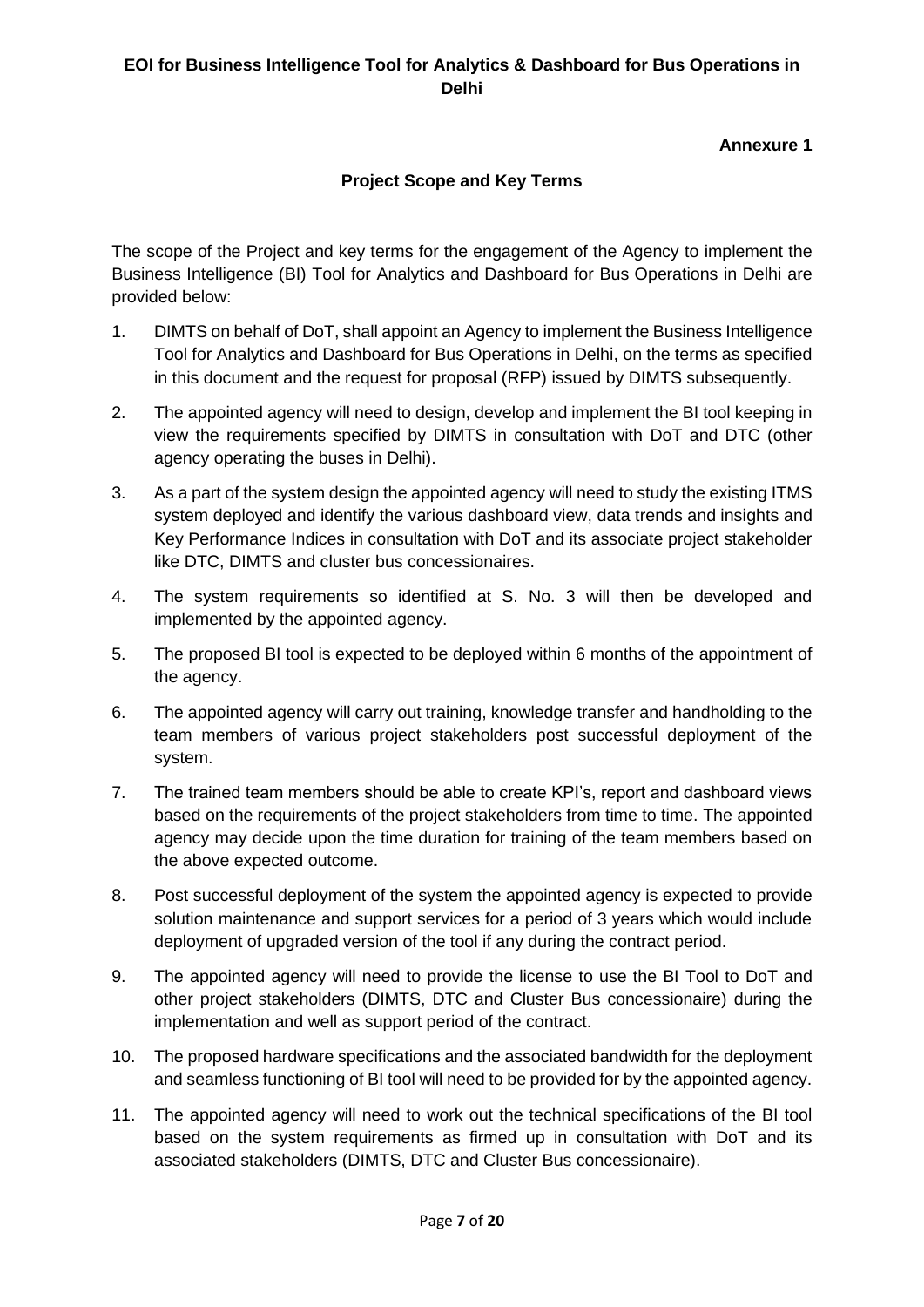**Annexure 1**

**Project Scope and Key Terms**

The scope of the Project and key terms for the engagement of the Agency to implement the Business Intelligence (BI) Tool for Analytics and Dashboard for Bus Operations in Delhi are provided below:

1. DIMTS on behalf of DoT, shall appoint an Agency to implement the Business Intelligence Tool for Analytics and Dashboard for Bus Operations in Delhi, on the terms as specified in this document and the request for proposal (RFP) issued by DIMTS subsequently.
2. The appointed agency will need to design, develop and implement the BI tool keeping in view the requirements specified by DIMTS in consultation with DoT and DTC (other agency operating the buses in Delhi).
3. As a part of the system design the appointed agency will need to study the existing ITMS system deployed and identify the various dashboard view, data trends and insights and Key Performance Indices in consultation with DoT and its associate project stakeholder like DTC, DIMTS and cluster bus concessionaires.
4. The system requirements so identified at S. No. 3 will then be developed and implemented by the appointed agency.
5. The proposed BI tool is expected to be deployed within 6 months of the appointment of the agency.
6. The appointed agency will carry out training, knowledge transfer and handholding to the team members of various project stakeholders post successful deployment of the system.
7. The trained team members should be able to create KPI's, report and dashboard views based on the requirements of the project stakeholders from time to time. The appointed agency may decide upon the time duration for training of the team members based on the above expected outcome.
8. Post successful deployment of the system the appointed agency is expected to provide solution maintenance and support services for a period of 3 years which would include deployment of upgraded version of the tool if any during the contract period.
9. The appointed agency will need to provide the license to use the BI Tool to DoT and other project stakeholders (DIMTS, DTC and Cluster Bus concessionaire) during the implementation and well as support period of the contract.
10. The proposed hardware specifications and the associated bandwidth for the deployment and seamless functioning of BI tool will need to be provided for by the appointed agency.
11. The appointed agency will need to work out the technical specifications of the BI tool based on the system requirements as firmed up in consultation with DoT and its associated stakeholders (DIMTS, DTC and Cluster Bus concessionaire).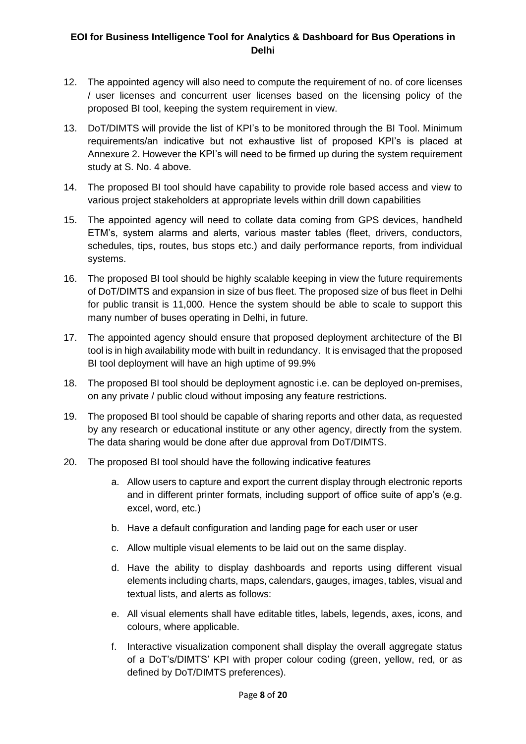12. The appointed agency will also need to compute the requirement of no. of core licenses / user licenses and concurrent user licenses based on the licensing policy of the proposed BI tool, keeping the system requirement in view.

13. DoT/DIMTS will provide the list of KPI's to be monitored through the BI Tool. Minimum requirements/an indicative but not exhaustive list of proposed KPI's is placed at Annexure 2. However the KPI's will need to be firmed up during the system requirement study at S. No. 4 above.

14. The proposed BI tool should have capability to provide role based access and view to various project stakeholders at appropriate levels within drill down capabilities

15. The appointed agency will need to collate data coming from GPS devices, handheld ETM's, system alarms and alerts, various master tables (fleet, drivers, conductors, schedules, tips, routes, bus stops etc.) and daily performance reports, from individual systems.

16. The proposed BI tool should be highly scalable keeping in view the future requirements of DoT/DIMTS and expansion in size of bus fleet. The proposed size of bus fleet in Delhi for public transit is 11,000. Hence the system should be able to scale to support this many number of buses operating in Delhi, in future.

17. The appointed agency should ensure that proposed deployment architecture of the BI tool is in high availability mode with built in redundancy. It is envisaged that the proposed BI tool deployment will have an high uptime of 99.9%

18. The proposed BI tool should be deployment agnostic i.e. can be deployed on-premises, on any private / public cloud without imposing any feature restrictions.

19. The proposed BI tool should be capable of sharing reports and other data, as requested by any research or educational institute or any other agency, directly from the system. The data sharing would be done after due approval from DoT/DIMTS.

20. The proposed BI tool should have the following indicative features

    a. Allow users to capture and export the current display through electronic reports and in different printer formats, including support of office suite of app's (e.g. excel, word, etc.)

    b. Have a default configuration and landing page for each user or user

    c. Allow multiple visual elements to be laid out on the same display.

    d. Have the ability to display dashboards and reports using different visual elements including charts, maps, calendars, gauges, images, tables, visual and textual lists, and alerts as follows:

    e. All visual elements shall have editable titles, labels, legends, axes, icons, and colours, where applicable.

    f. Interactive visualization component shall display the overall aggregate status of a DoT's/DIMTS' KPI with proper colour coding (green, yellow, red, or as defined by DoT/DIMTS preferences).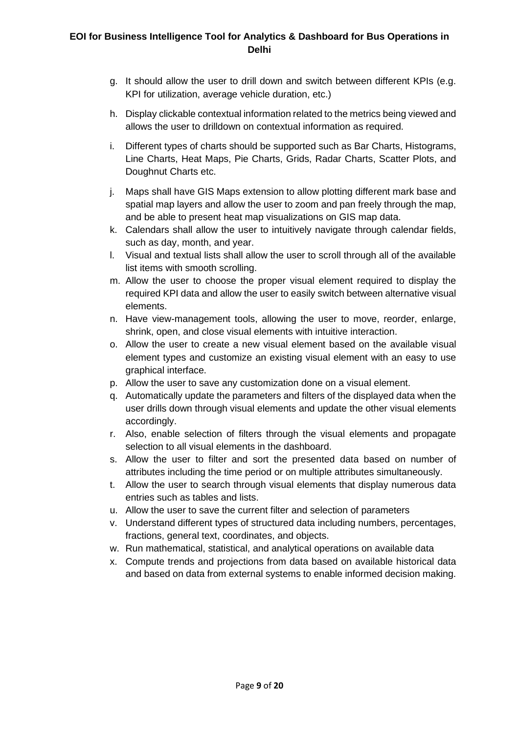g. It should allow the user to drill down and switch between different KPIs (e.g. KPI for utilization, average vehicle duration, etc.)

h. Display clickable contextual information related to the metrics being viewed and allows the user to drilldown on contextual information as required.

i. Different types of charts should be supported such as Bar Charts, Histograms, Line Charts, Heat Maps, Pie Charts, Grids, Radar Charts, Scatter Plots, and Doughnut Charts etc.

j. Maps shall have GIS Maps extension to allow plotting different mark base and spatial map layers and allow the user to zoom and pan freely through the map, and be able to present heat map visualizations on GIS map data.

k. Calendars shall allow the user to intuitively navigate through calendar fields, such as day, month, and year.

l. Visual and textual lists shall allow the user to scroll through all of the available list items with smooth scrolling.

m. Allow the user to choose the proper visual element required to display the required KPI data and allow the user to easily switch between alternative visual elements.

n. Have view-management tools, allowing the user to move, reorder, enlarge, shrink, open, and close visual elements with intuitive interaction.

o. Allow the user to create a new visual element based on the available visual element types and customize an existing visual element with an easy to use graphical interface.

p. Allow the user to save any customization done on a visual element.

q. Automatically update the parameters and filters of the displayed data when the user drills down through visual elements and update the other visual elements accordingly.

r. Also, enable selection of filters through the visual elements and propagate selection to all visual elements in the dashboard.

s. Allow the user to filter and sort the presented data based on number of attributes including the time period or on multiple attributes simultaneously.

t. Allow the user to search through visual elements that display numerous data entries such as tables and lists.

u. Allow the user to save the current filter and selection of parameters

v. Understand different types of structured data including numbers, percentages, fractions, general text, coordinates, and objects.

w. Run mathematical, statistical, and analytical operations on available data

x. Compute trends and projections from data based on available historical data and based on data from external systems to enable informed decision making.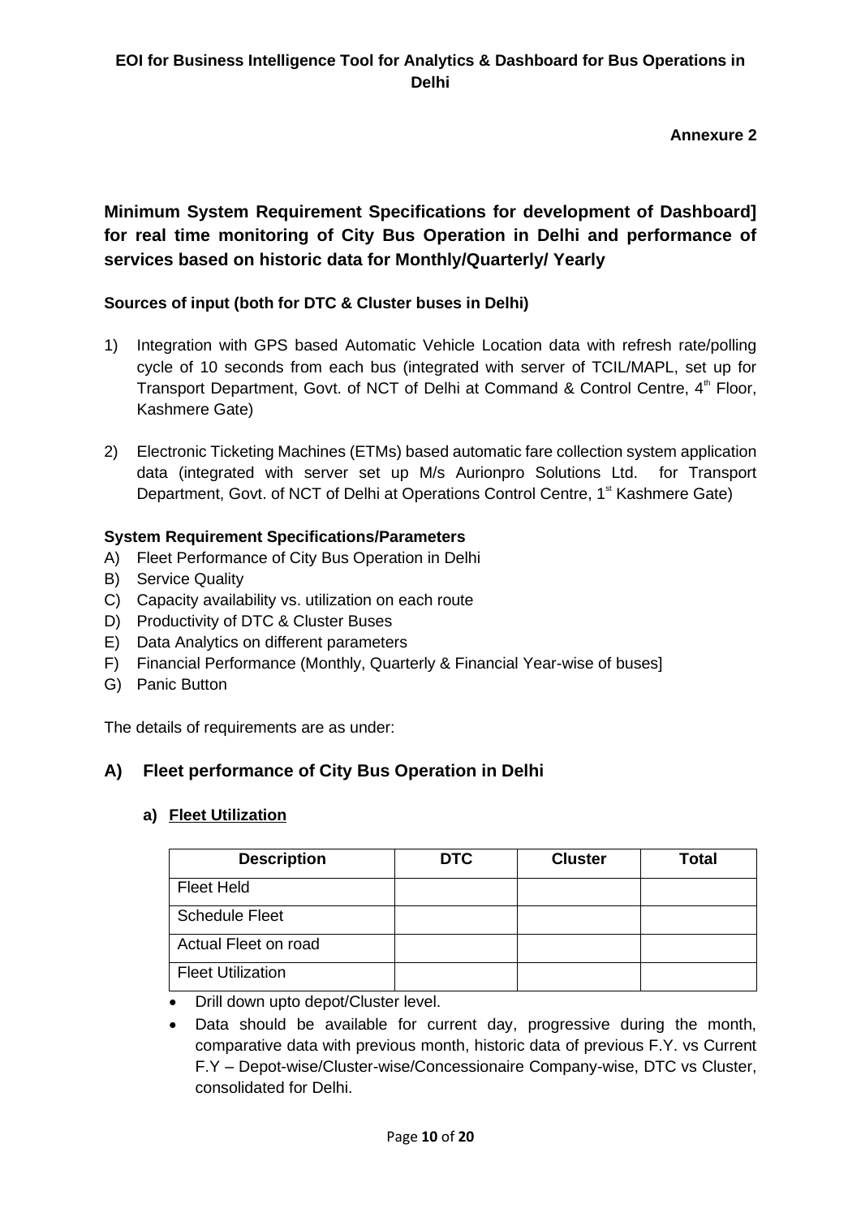**Annexure 2**

## Minimum System Requirement Specifications for development of Dashboard] for real time monitoring of City Bus Operation in Delhi and performance of services based on historic data for Monthly/Quarterly/ Yearly

**Sources of input (both for DTC & Cluster buses in Delhi)**

1) Integration with GPS based Automatic Vehicle Location data with refresh rate/polling cycle of 10 seconds from each bus (integrated with server of TCIL/MAPL, set up for Transport Department, Govt. of NCT of Delhi at Command & Control Centre, 4th Floor, Kashmere Gate)

2) Electronic Ticketing Machines (ETMs) based automatic fare collection system application data (integrated with server set up M/s Aurionpro Solutions Ltd. for Transport Department, Govt. of NCT of Delhi at Operations Control Centre, 1st Kashmere Gate)

**System Requirement Specifications/Parameters**

A) Fleet Performance of City Bus Operation in Delhi
B) Service Quality
C) Capacity availability vs. utilization on each route
D) Productivity of DTC & Cluster Buses
E) Data Analytics on different parameters
F) Financial Performance (Monthly, Quarterly & Financial Year-wise of buses]
G) Panic Button

The details of requirements are as under:

### A) Fleet performance of City Bus Operation in Delhi

**a) <u>Fleet Utilization</u>**

| Description | DTC | Cluster | Total |
|---|---|---|---|
| Fleet Held | | | |
| Schedule Fleet | | | |
| Actual Fleet on road | | | |
| Fleet Utilization | | | |

- Drill down upto depot/Cluster level.
- Data should be available for current day, progressive during the month, comparative data with previous month, historic data of previous F.Y. vs Current F.Y – Depot-wise/Cluster-wise/Concessionaire Company-wise, DTC vs Cluster, consolidated for Delhi.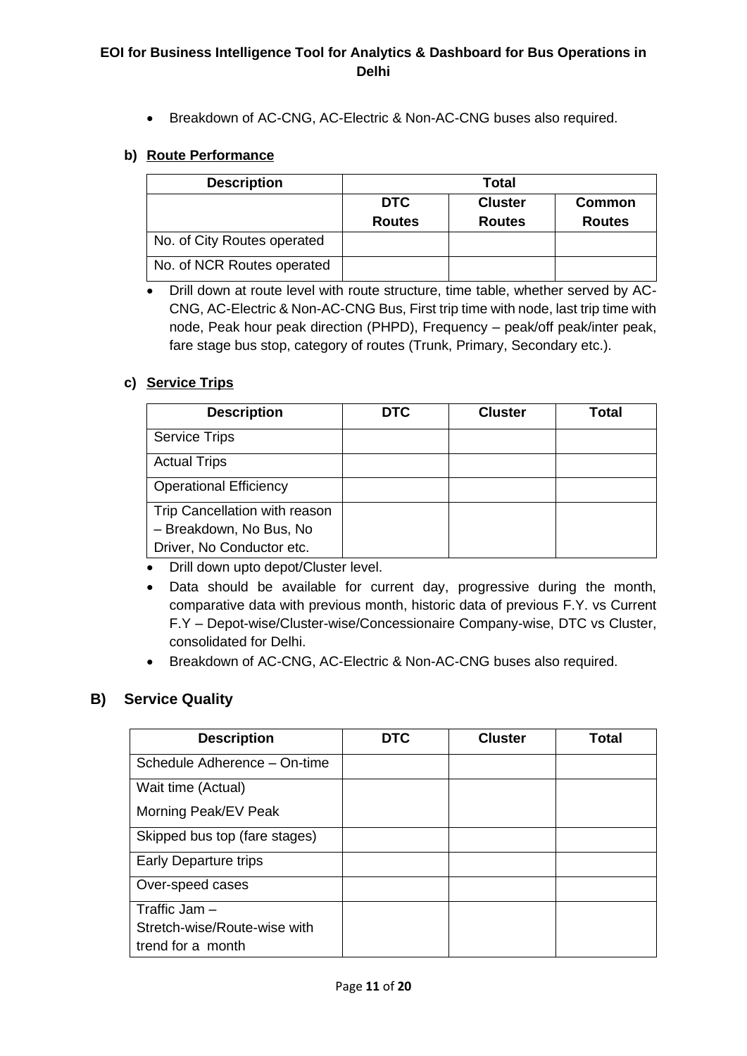- Breakdown of AC-CNG, AC-Electric & Non-AC-CNG buses also required.

#### b) Route Performance

| Description | Total | | |
|---|---|---|---|
| | DTC Routes | Cluster Routes | Common Routes |
| No. of City Routes operated | | | |
| No. of NCR Routes operated | | | |

- Drill down at route level with route structure, time table, whether served by AC-CNG, AC-Electric & Non-AC-CNG Bus, First trip time with node, last trip time with node, Peak hour peak direction (PHPD), Frequency – peak/off peak/inter peak, fare stage bus stop, category of routes (Trunk, Primary, Secondary etc.).

#### c) Service Trips

| Description | DTC | Cluster | Total |
|---|---|---|---|
| Service Trips | | | |
| Actual Trips | | | |
| Operational Efficiency | | | |
| Trip Cancellation with reason – Breakdown, No Bus, No Driver, No Conductor etc. | | | |

- Drill down upto depot/Cluster level.
- Data should be available for current day, progressive during the month, comparative data with previous month, historic data of previous F.Y. vs Current F.Y – Depot-wise/Cluster-wise/Concessionaire Company-wise, DTC vs Cluster, consolidated for Delhi.
- Breakdown of AC-CNG, AC-Electric & Non-AC-CNG buses also required.

## B) Service Quality

| Description | DTC | Cluster | Total |
|---|---|---|---|
| Schedule Adherence – On-time | | | |
| Wait time (Actual)<br>Morning Peak/EV Peak | | | |
| Skipped bus top (fare stages) | | | |
| Early Departure trips | | | |
| Over-speed cases | | | |
| Traffic Jam – Stretch-wise/Route-wise with trend for a month | | | |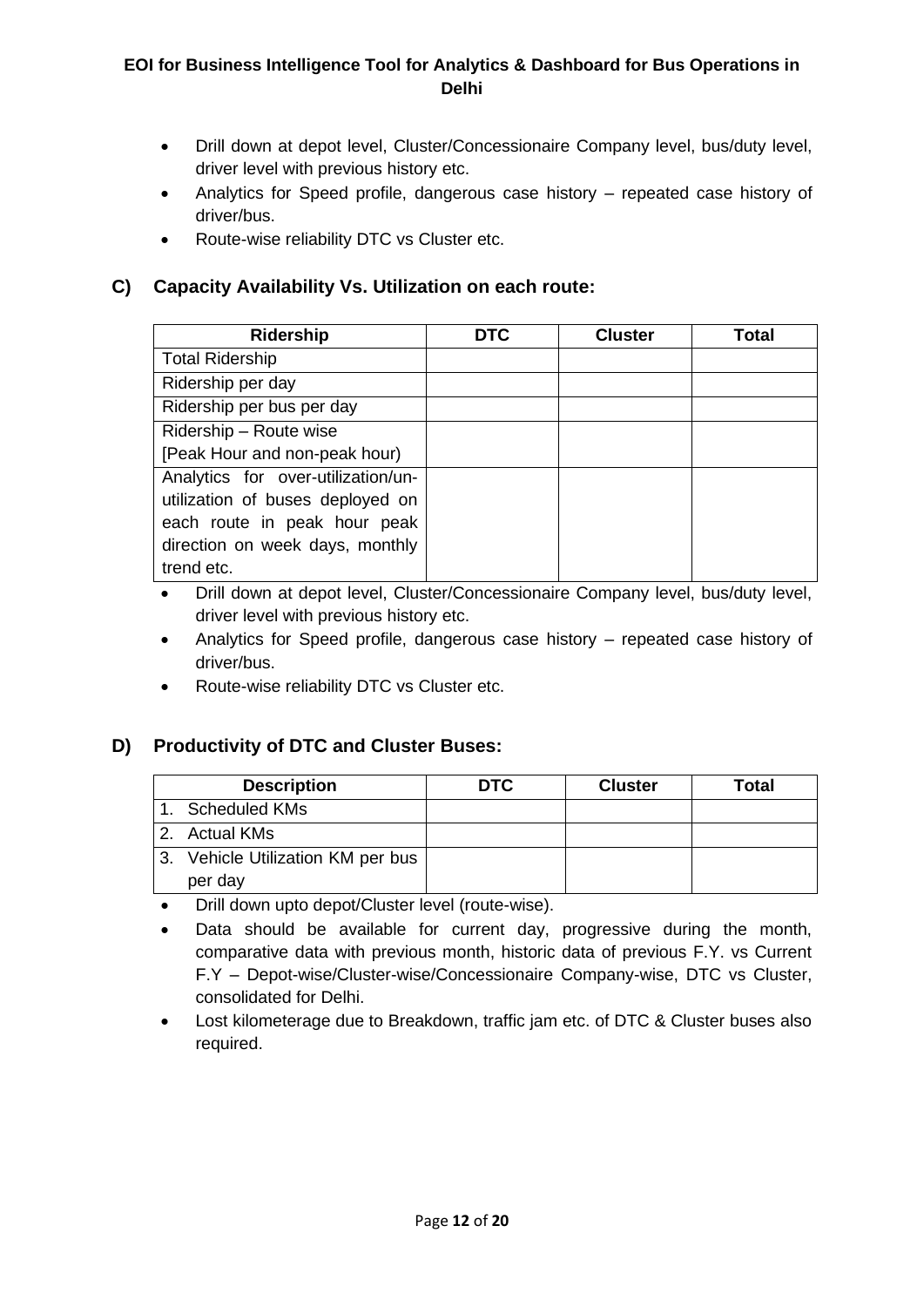- Drill down at depot level, Cluster/Concessionaire Company level, bus/duty level, driver level with previous history etc.
- Analytics for Speed profile, dangerous case history – repeated case history of driver/bus.
- Route-wise reliability DTC vs Cluster etc.

## C) Capacity Availability Vs. Utilization on each route:

| Ridership | DTC | Cluster | Total |
|---|---|---|---|
| Total Ridership | | | |
| Ridership per day | | | |
| Ridership per bus per day | | | |
| Ridership – Route wise [Peak Hour and non-peak hour) | | | |
| Analytics for over-utilization/un-utilization of buses deployed on each route in peak hour peak direction on week days, monthly trend etc. | | | |

- Drill down at depot level, Cluster/Concessionaire Company level, bus/duty level, driver level with previous history etc.
- Analytics for Speed profile, dangerous case history – repeated case history of driver/bus.
- Route-wise reliability DTC vs Cluster etc.

## D) Productivity of DTC and Cluster Buses:

| Description | DTC | Cluster | Total |
|---|---|---|---|
| 1. Scheduled KMs | | | |
| 2. Actual KMs | | | |
| 3. Vehicle Utilization KM per bus per day | | | |

- Drill down upto depot/Cluster level (route-wise).
- Data should be available for current day, progressive during the month, comparative data with previous month, historic data of previous F.Y. vs Current F.Y – Depot-wise/Cluster-wise/Concessionaire Company-wise, DTC vs Cluster, consolidated for Delhi.
- Lost kilometerage due to Breakdown, traffic jam etc. of DTC & Cluster buses also required.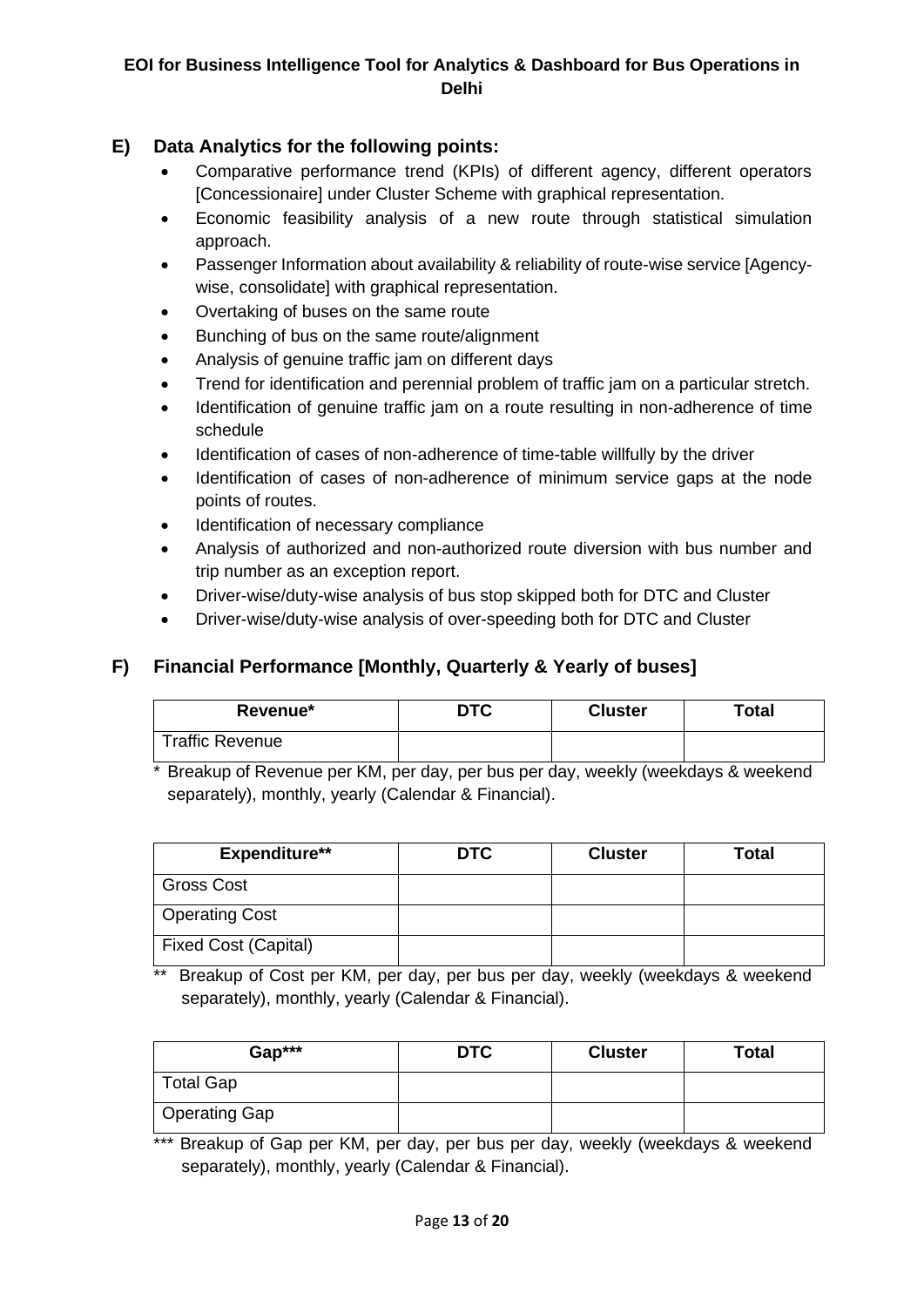## E) Data Analytics for the following points:

- Comparative performance trend (KPIs) of different agency, different operators [Concessionaire] under Cluster Scheme with graphical representation.
- Economic feasibility analysis of a new route through statistical simulation approach.
- Passenger Information about availability & reliability of route-wise service [Agency-wise, consolidate] with graphical representation.
- Overtaking of buses on the same route
- Bunching of bus on the same route/alignment
- Analysis of genuine traffic jam on different days
- Trend for identification and perennial problem of traffic jam on a particular stretch.
- Identification of genuine traffic jam on a route resulting in non-adherence of time schedule
- Identification of cases of non-adherence of time-table willfully by the driver
- Identification of cases of non-adherence of minimum service gaps at the node points of routes.
- Identification of necessary compliance
- Analysis of authorized and non-authorized route diversion with bus number and trip number as an exception report.
- Driver-wise/duty-wise analysis of bus stop skipped both for DTC and Cluster
- Driver-wise/duty-wise analysis of over-speeding both for DTC and Cluster

## F) Financial Performance [Monthly, Quarterly & Yearly of buses]

| Revenue* | DTC | Cluster | Total |
|---|---|---|---|
| Traffic Revenue | | | |

* Breakup of Revenue per KM, per day, per bus per day, weekly (weekdays & weekend separately), monthly, yearly (Calendar & Financial).

| Expenditure** | DTC | Cluster | Total |
|---|---|---|---|
| Gross Cost | | | |
| Operating Cost | | | |
| Fixed Cost (Capital) | | | |

** Breakup of Cost per KM, per day, per bus per day, weekly (weekdays & weekend separately), monthly, yearly (Calendar & Financial).

| Gap*** | DTC | Cluster | Total |
|---|---|---|---|
| Total Gap | | | |
| Operating Gap | | | |

*** Breakup of Gap per KM, per day, per bus per day, weekly (weekdays & weekend separately), monthly, yearly (Calendar & Financial).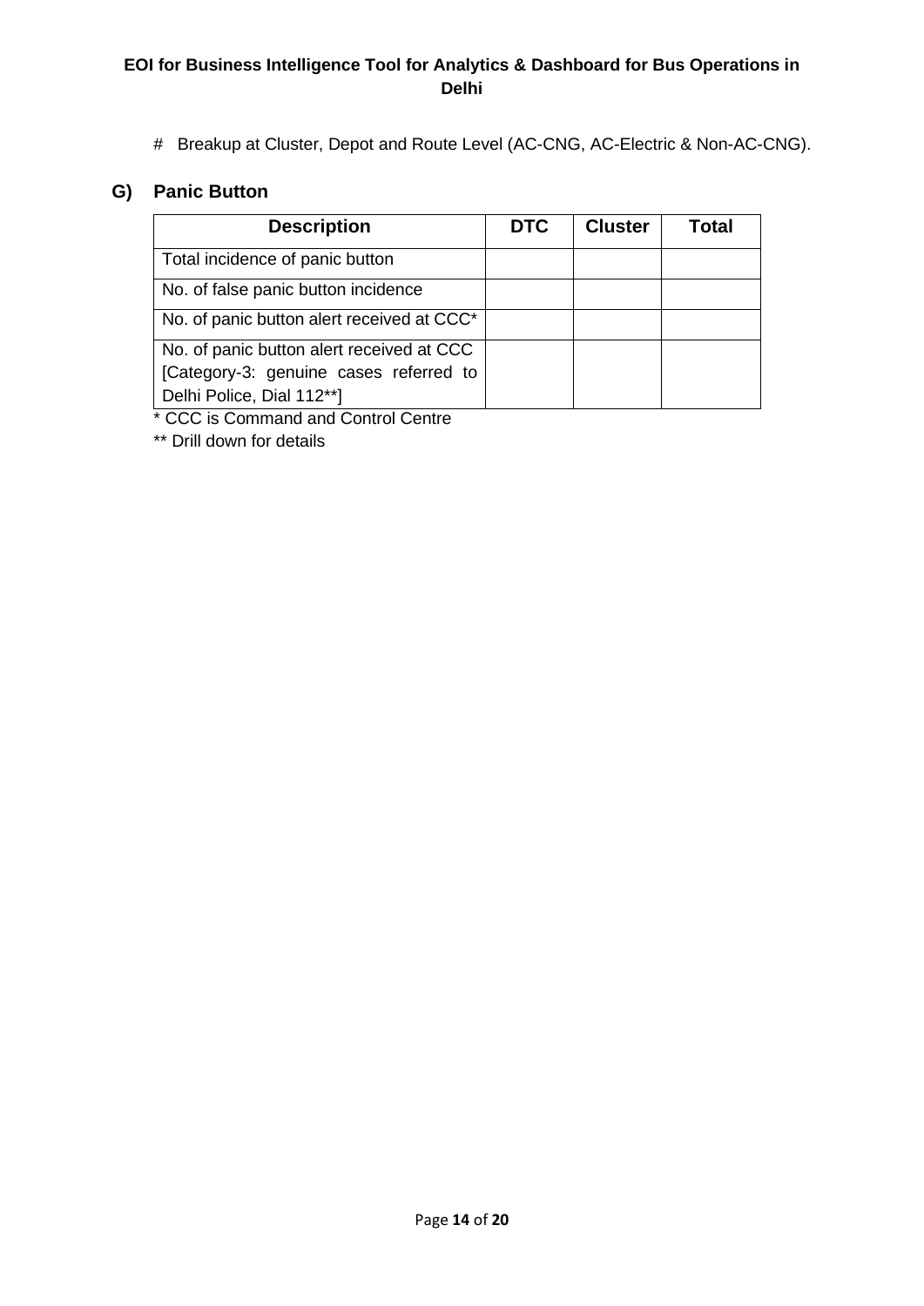# Breakup at Cluster, Depot and Route Level (AC-CNG, AC-Electric & Non-AC-CNG).

## G) Panic Button

| Description | DTC | Cluster | Total |
|---|---|---|---|
| Total incidence of panic button | | | |
| No. of false panic button incidence | | | |
| No. of panic button alert received at CCC* | | | |
| No. of panic button alert received at CCC [Category-3: genuine cases referred to Delhi Police, Dial 112**] | | | |

* CCC is Command and Control Centre

** Drill down for details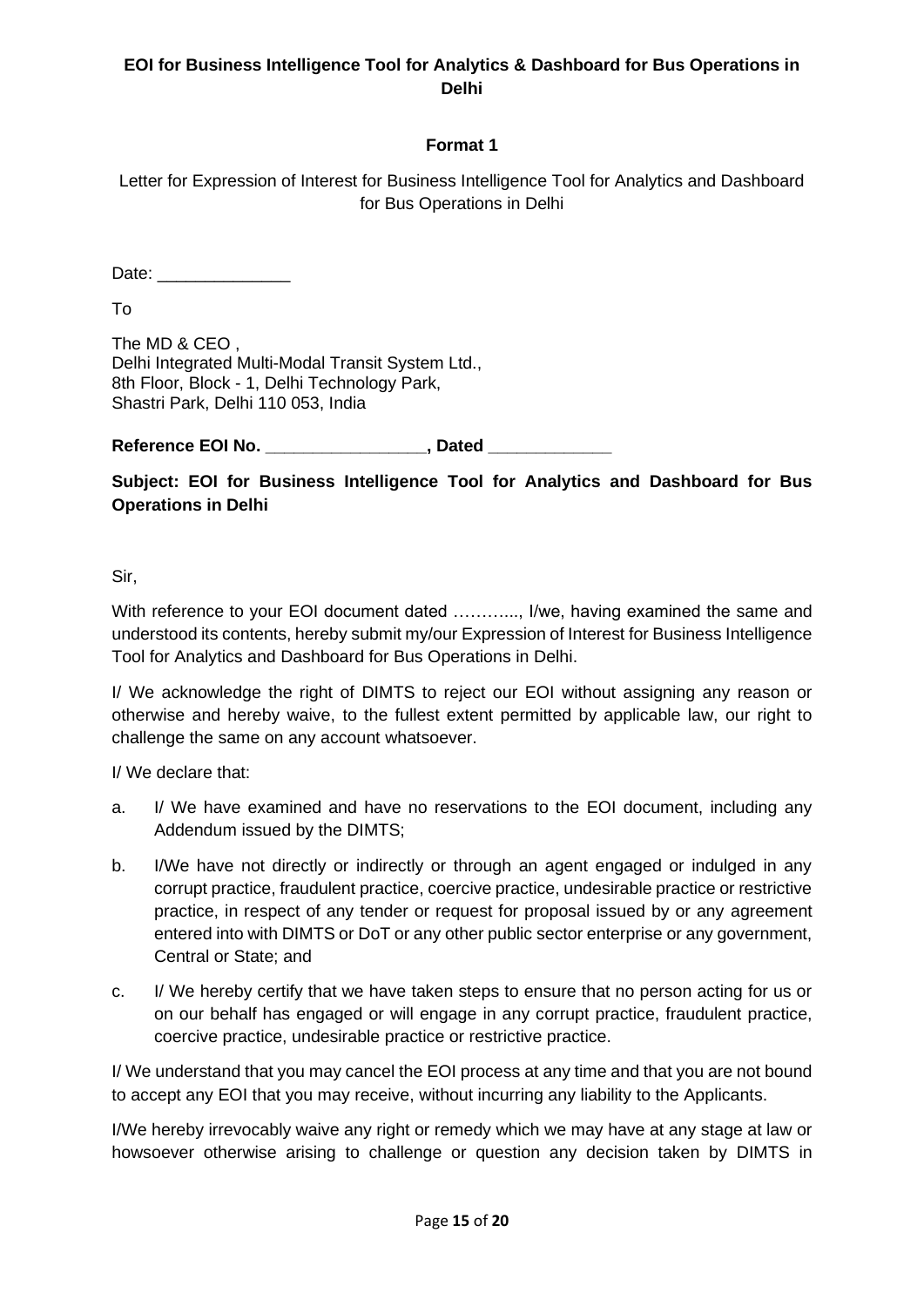**EOI for Business Intelligence Tool for Analytics & Dashboard for Bus Operations in Delhi**

**Format 1**

Letter for Expression of Interest for Business Intelligence Tool for Analytics and Dashboard for Bus Operations in Delhi

Date: ______________

To

The MD & CEO ,
Delhi Integrated Multi-Modal Transit System Ltd.,
8th Floor, Block - 1, Delhi Technology Park,
Shastri Park, Delhi 110 053, India

**Reference EOI No. ________________, Dated ____________**

**Subject: EOI for Business Intelligence Tool for Analytics and Dashboard for Bus Operations in Delhi**

Sir,

With reference to your EOI document dated ……….., I/we, having examined the same and understood its contents, hereby submit my/our Expression of Interest for Business Intelligence Tool for Analytics and Dashboard for Bus Operations in Delhi.

I/ We acknowledge the right of DIMTS to reject our EOI without assigning any reason or otherwise and hereby waive, to the fullest extent permitted by applicable law, our right to challenge the same on any account whatsoever.

I/ We declare that:

a. I/ We have examined and have no reservations to the EOI document, including any Addendum issued by the DIMTS;

b. I/We have not directly or indirectly or through an agent engaged or indulged in any corrupt practice, fraudulent practice, coercive practice, undesirable practice or restrictive practice, in respect of any tender or request for proposal issued by or any agreement entered into with DIMTS or DoT or any other public sector enterprise or any government, Central or State; and

c. I/ We hereby certify that we have taken steps to ensure that no person acting for us or on our behalf has engaged or will engage in any corrupt practice, fraudulent practice, coercive practice, undesirable practice or restrictive practice.

I/ We understand that you may cancel the EOI process at any time and that you are not bound to accept any EOI that you may receive, without incurring any liability to the Applicants.

I/We hereby irrevocably waive any right or remedy which we may have at any stage at law or howsoever otherwise arising to challenge or question any decision taken by DIMTS in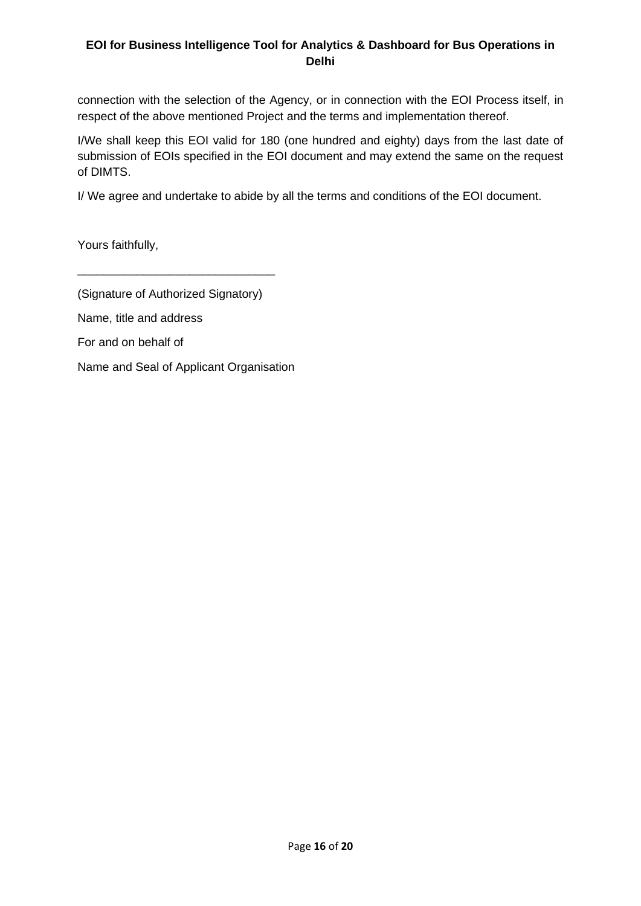connection with the selection of the Agency, or in connection with the EOI Process itself, in respect of the above mentioned Project and the terms and implementation thereof.

I/We shall keep this EOI valid for 180 (one hundred and eighty) days from the last date of submission of EOIs specified in the EOI document and may extend the same on the request of DIMTS.

I/ We agree and undertake to abide by all the terms and conditions of the EOI document.

Yours faithfully,

______________________________

(Signature of Authorized Signatory)

Name, title and address

For and on behalf of

Name and Seal of Applicant Organisation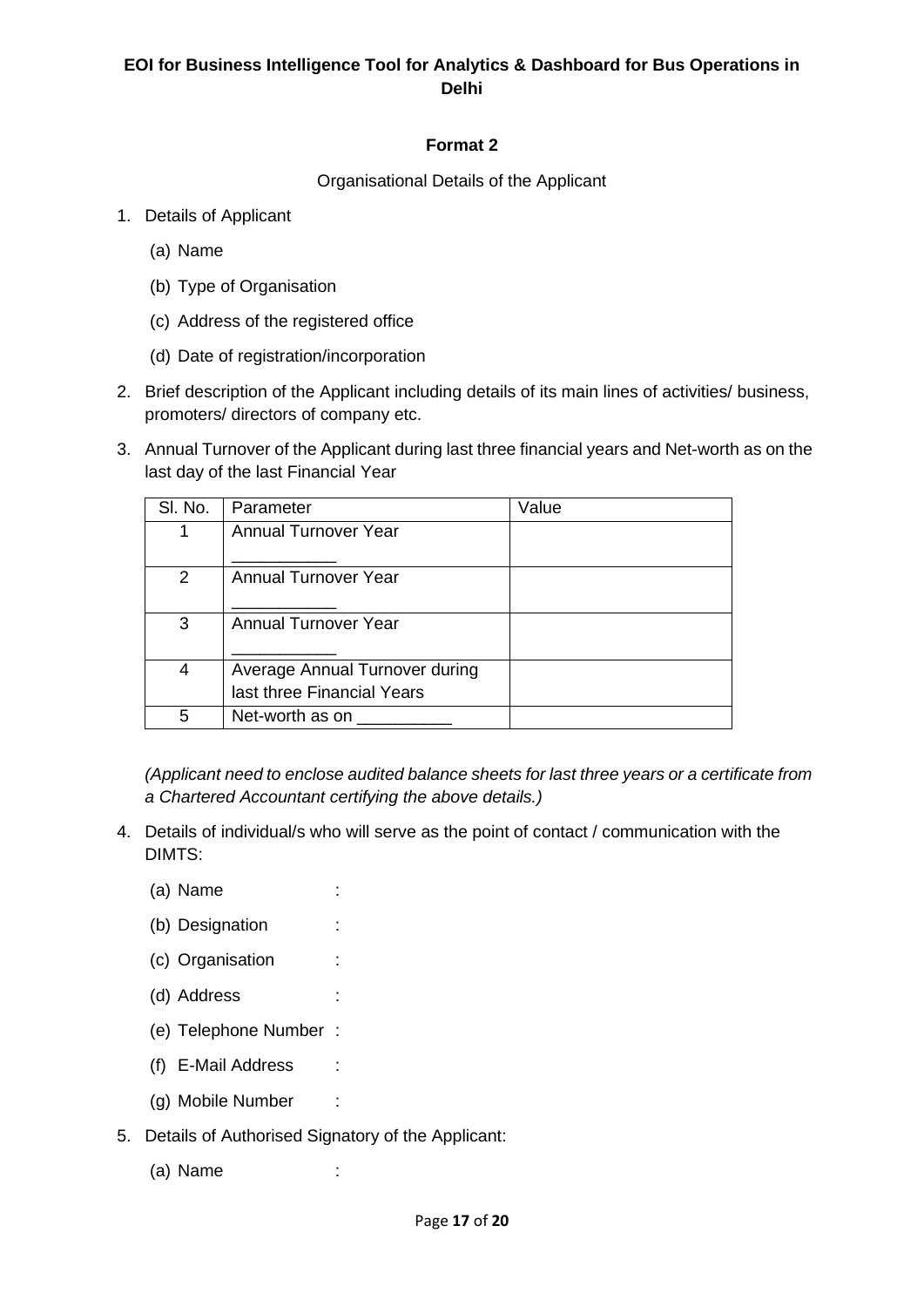**EOI for Business Intelligence Tool for Analytics & Dashboard for Bus Operations in Delhi**

**Format 2**

Organisational Details of the Applicant

1. Details of Applicant
   - (a) Name
   - (b) Type of Organisation
   - (c) Address of the registered office
   - (d) Date of registration/incorporation
2. Brief description of the Applicant including details of its main lines of activities/ business, promoters/ directors of company etc.
3. Annual Turnover of the Applicant during last three financial years and Net-worth as on the last day of the last Financial Year

| Sl. No. | Parameter | Value |
|---|---|---|
| 1 | Annual Turnover Year ___________ | |
| 2 | Annual Turnover Year ___________ | |
| 3 | Annual Turnover Year ___________ | |
| 4 | Average Annual Turnover during last three Financial Years | |
| 5 | Net-worth as on __________ | |

*(Applicant need to enclose audited balance sheets for last three years or a certificate from a Chartered Accountant certifying the above details.)*

4. Details of individual/s who will serve as the point of contact / communication with the DIMTS:
   - (a) Name :
   - (b) Designation :
   - (c) Organisation :
   - (d) Address :
   - (e) Telephone Number :
   - (f) E-Mail Address :
   - (g) Mobile Number :
5. Details of Authorised Signatory of the Applicant:
   - (a) Name :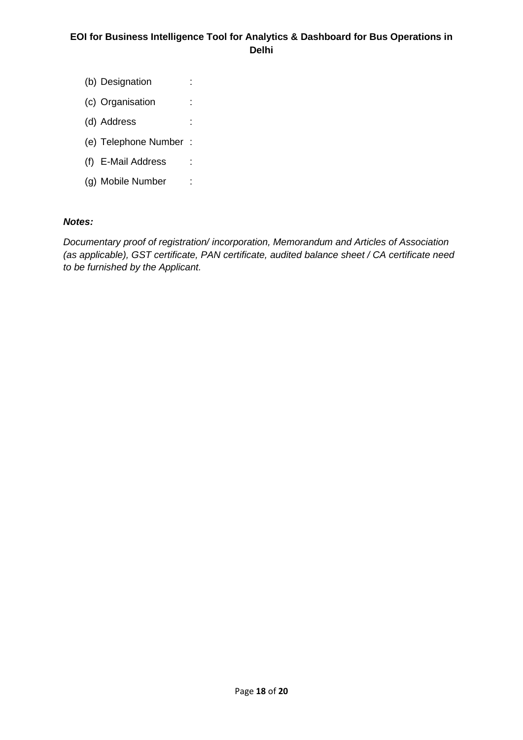(b) Designation :

(c) Organisation :

(d) Address :

(e) Telephone Number :

(f) E-Mail Address :

(g) Mobile Number :

***Notes:***

*Documentary proof of registration/ incorporation, Memorandum and Articles of Association (as applicable), GST certificate, PAN certificate, audited balance sheet / CA certificate need to be furnished by the Applicant.*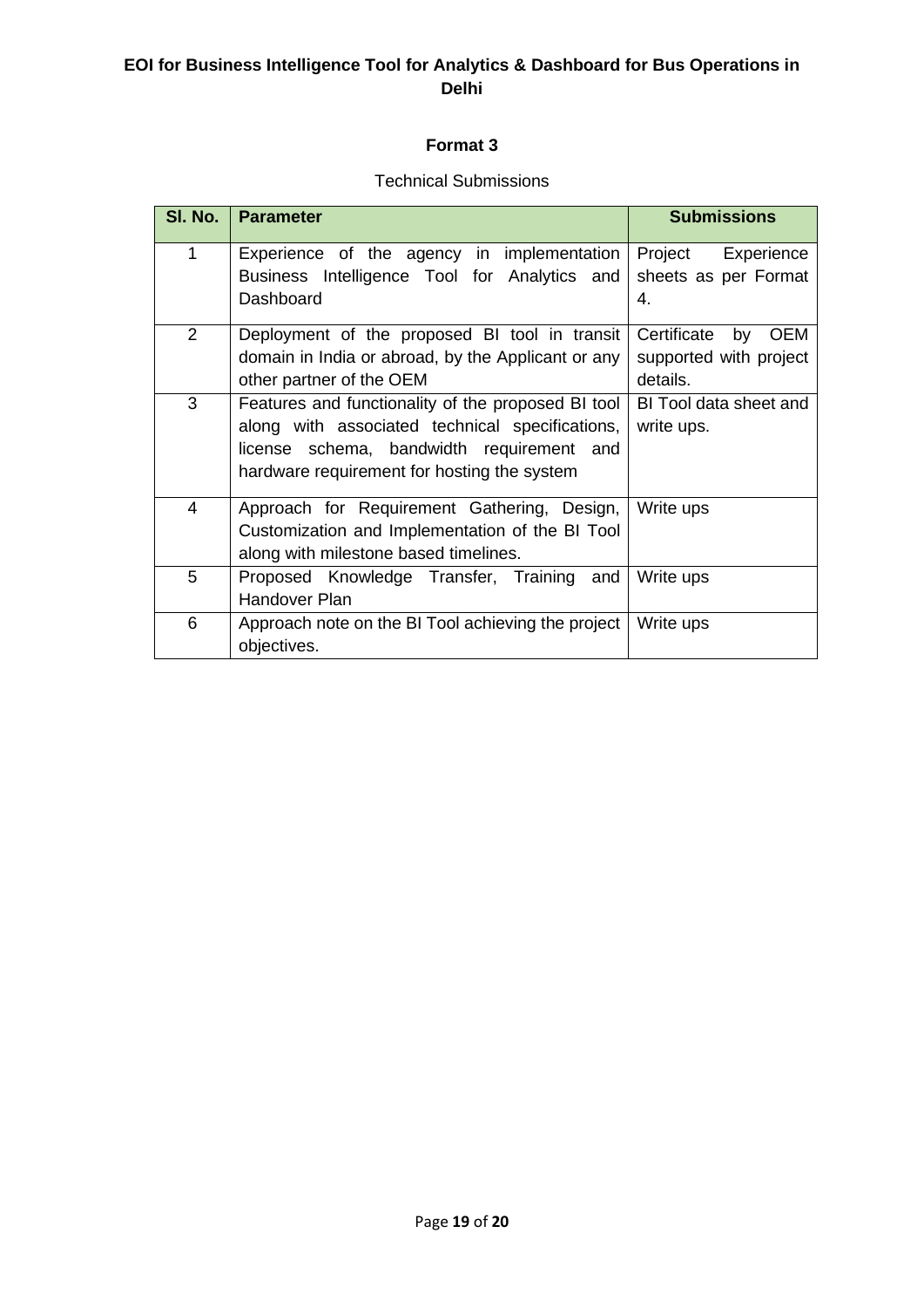## Format 3

Technical Submissions

| Sl. No. | Parameter | Submissions |
|---|---|---|
| 1 | Experience of the agency in implementation Business Intelligence Tool for Analytics and Dashboard | Project Experience sheets as per Format 4. |
| 2 | Deployment of the proposed BI tool in transit domain in India or abroad, by the Applicant or any other partner of the OEM | Certificate by OEM supported with project details. |
| 3 | Features and functionality of the proposed BI tool along with associated technical specifications, license schema, bandwidth requirement and hardware requirement for hosting the system | BI Tool data sheet and write ups. |
| 4 | Approach for Requirement Gathering, Design, Customization and Implementation of the BI Tool along with milestone based timelines. | Write ups |
| 5 | Proposed Knowledge Transfer, Training and Handover Plan | Write ups |
| 6 | Approach note on the BI Tool achieving the project objectives. | Write ups |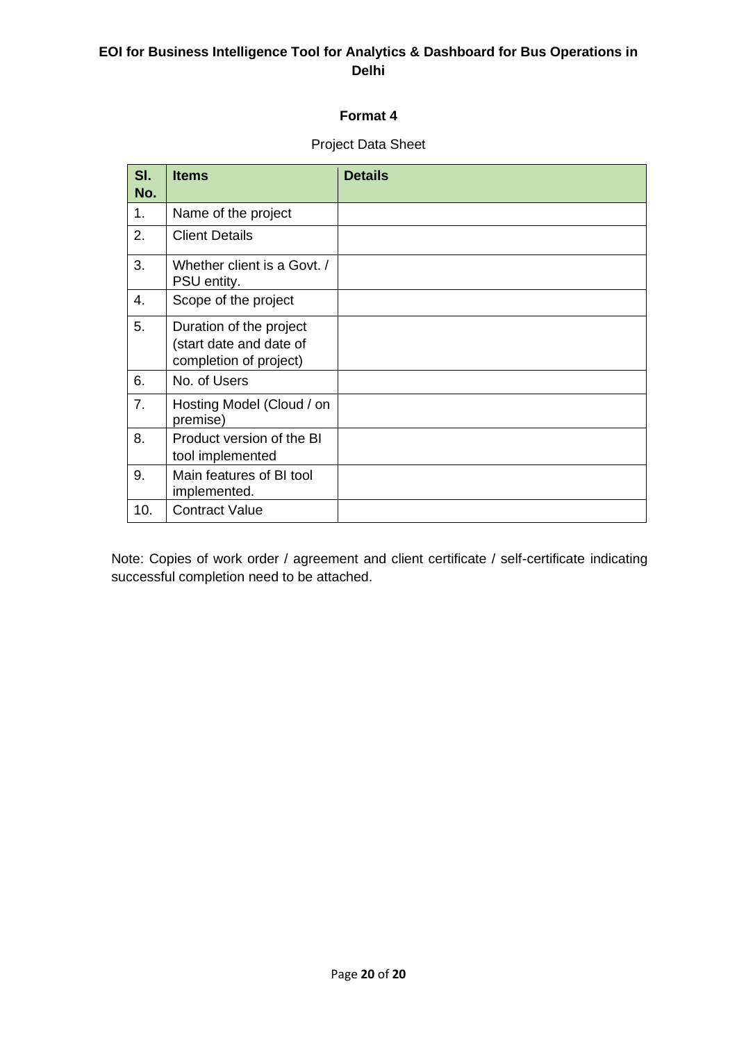**Format 4**

Project Data Sheet

| Sl. No. | Items | Details |
|---|---|---|
| 1. | Name of the project | |
| 2. | Client Details | |
| 3. | Whether client is a Govt. / PSU entity. | |
| 4. | Scope of the project | |
| 5. | Duration of the project (start date and date of completion of project) | |
| 6. | No. of Users | |
| 7. | Hosting Model (Cloud / on premise) | |
| 8. | Product version of the BI tool implemented | |
| 9. | Main features of BI tool implemented. | |
| 10. | Contract Value | |

Note: Copies of work order / agreement and client certificate / self-certificate indicating successful completion need to be attached.